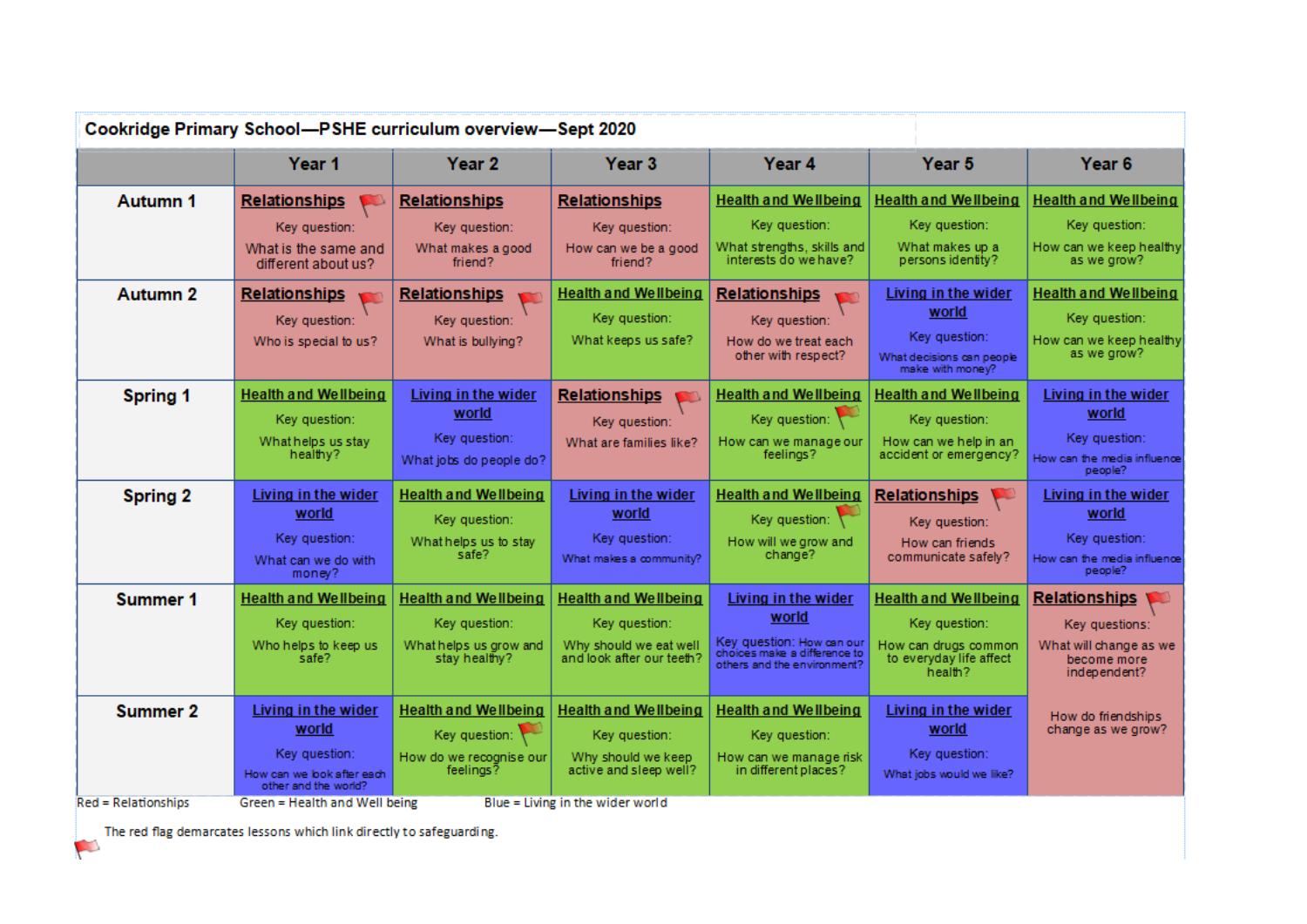# Cookridge Primary School—PSHE curriculum overview—Sept 2020

| | Year 1 | Year 2 | Year 3 | Year 4 | Year 5 | Year 6 |
|---|---|---|---|---|---|---|
| **Autumn 1** | **Relationships** 🚩 Key question: What is the same and different about us? | **Relationships** Key question: What makes a good friend? | **Relationships** Key question: How can we be a good friend? | **Health and Wellbeing** Key question: What strengths, skills and interests do we have? | **Health and Wellbeing** Key question: What makes up a persons identity? | **Health and Wellbeing** Key question: How can we keep healthy as we grow? |
| **Autumn 2** | **Relationships** 🚩 Key question: Who is special to us? | **Relationships** 🚩 Key question: What is bullying? | **Health and Wellbeing** Key question: What keeps us safe? | **Relationships** 🚩 Key question: How do we treat each other with respect? | **Living in the wider world** Key question: What decisions can people make with money? | **Health and Wellbeing** Key question: How can we keep healthy as we grow? |
| **Spring 1** | **Health and Wellbeing** Key question: What helps us stay healthy? | **Living in the wider world** Key question: What jobs do people do? | **Relationships** 🚩 Key question: What are families like? | **Health and Wellbeing** Key question: 🚩 How can we manage our feelings? | **Health and Wellbeing** Key question: How can we help in an accident or emergency? | **Living in the wider world** Key question: How can the media influence people? |
| **Spring 2** | **Living in the wider world** Key question: What can we do with money? | **Health and Wellbeing** Key question: What helps us to stay safe? | **Living in the wider world** Key question: What makes a community? | **Health and Wellbeing** Key question: 🚩 How will we grow and change? | **Relationships** 🚩 Key question: How can friends communicate safely? | **Living in the wider world** Key question: How can the media influence people? |
| **Summer 1** | **Health and Wellbeing** Key question: Who helps to keep us safe? | **Health and Wellbeing** Key question: What helps us grow and stay healthy? | **Health and Wellbeing** Key question: Why should we eat well and look after our teeth? | **Living in the wider world** Key question: How can our choices make a difference to others and the environment? | **Health and Wellbeing** Key question: How can drugs common to everyday life affect health? | **Relationships** 🚩 Key questions: What will change as we become more independent? How do friendships change as we grow? |
| **Summer 2** | **Living in the wider world** Key question: How can we look after each other and the world? | **Health and Wellbeing** Key question: 🚩 How do we recognise our feelings? | **Health and Wellbeing** Key question: Why should we keep active and sleep well? | **Health and Wellbeing** Key question: How can we manage risk in different places? | **Living in the wider world** Key question: What jobs would we like? | |

Red = Relationships Green = Health and Well being Blue = Living in the wider world

🚩 The red flag demarcates lessons which link directly to safeguarding.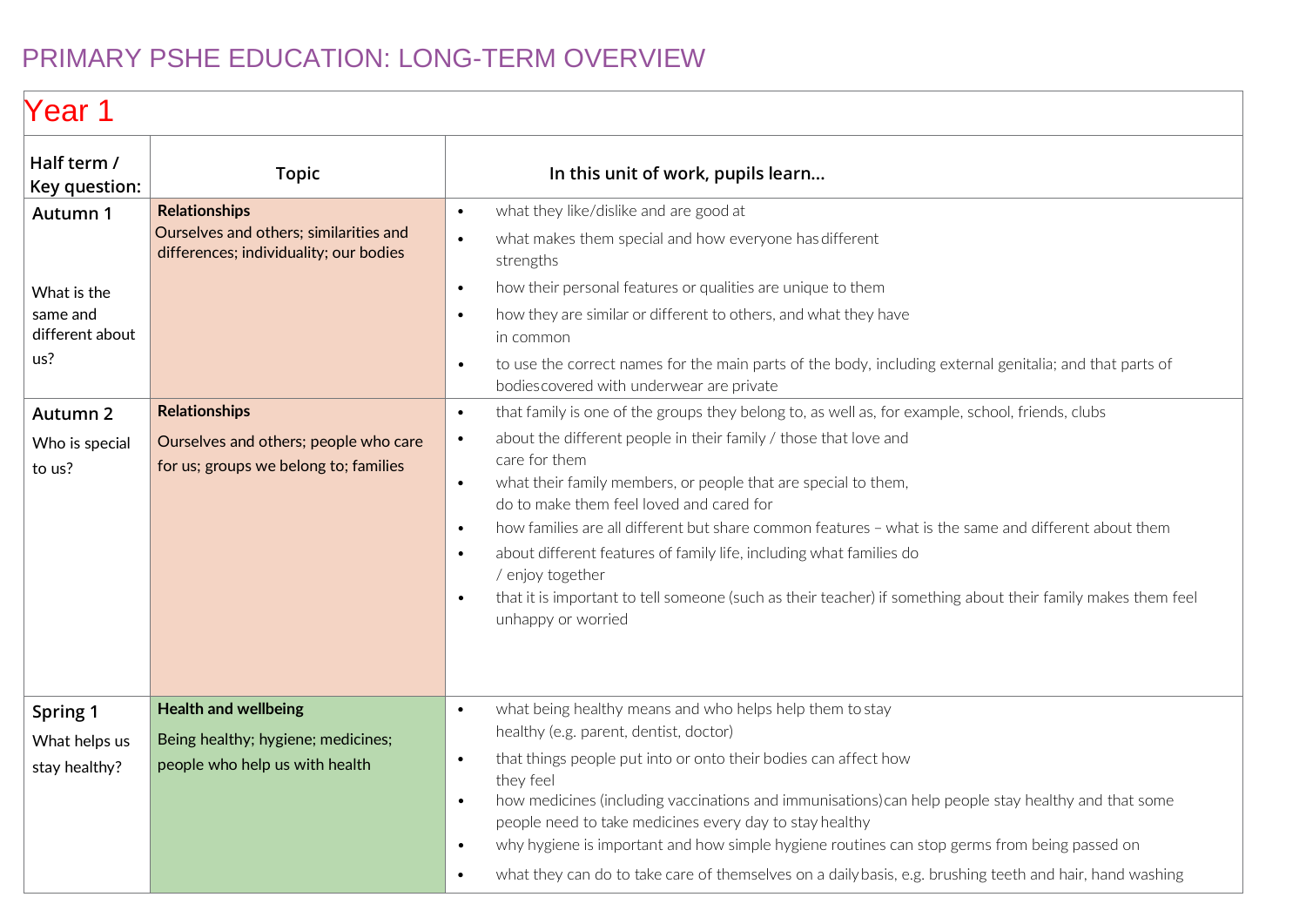# PRIMARY PSHE EDUCATION: LONG-TERM OVERVIEW

## Year 1

| Half term / Key question: | Topic | In this unit of work, pupils learn... |
|---|---|---|
| **Autumn 1**<br><br>What is the same and different about us? | **Relationships**<br>Ourselves and others; similarities and differences; individuality; our bodies | • what they like/dislike and are good at<br>• what makes them special and how everyone has different strengths<br>• how their personal features or qualities are unique to them<br>• how they are similar or different to others, and what they have in common<br>• to use the correct names for the main parts of the body, including external genitalia; and that parts of bodies covered with underwear are private |
| **Autumn 2**<br>Who is special to us? | **Relationships**<br>Ourselves and others; people who care for us; groups we belong to; families | • that family is one of the groups they belong to, as well as, for example, school, friends, clubs<br>• about the different people in their family / those that love and care for them<br>• what their family members, or people that are special to them, do to make them feel loved and cared for<br>• how families are all different but share common features – what is the same and different about them<br>• about different features of family life, including what families do / enjoy together<br>• that it is important to tell someone (such as their teacher) if something about their family makes them feel unhappy or worried |
| **Spring 1**<br>What helps us stay healthy? | **Health and wellbeing**<br>Being healthy; hygiene; medicines; people who help us with health | • what being healthy means and who helps help them to stay healthy (e.g. parent, dentist, doctor)<br>• that things people put into or onto their bodies can affect how they feel<br>• how medicines (including vaccinations and immunisations) can help people stay healthy and that some people need to take medicines every day to stay healthy<br>• why hygiene is important and how simple hygiene routines can stop germs from being passed on<br>• what they can do to take care of themselves on a daily basis, e.g. brushing teeth and hair, hand washing |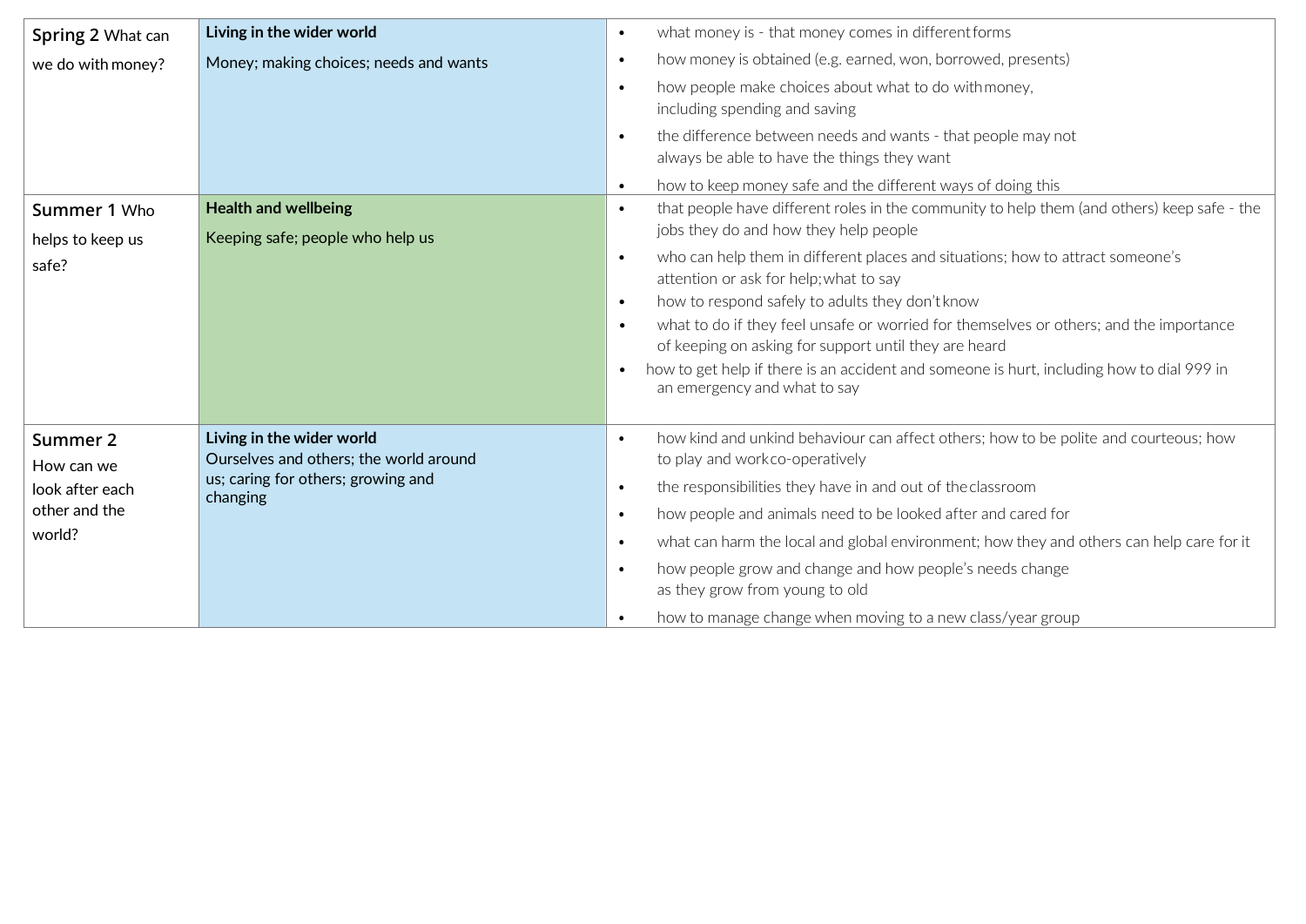| | | |
|---|---|---|
| **Spring 2** What can we do with money? | **Living in the wider world**<br>Money; making choices; needs and wants | • what money is - that money comes in different forms<br>• how money is obtained (e.g. earned, won, borrowed, presents)<br>• how people make choices about what to do with money, including spending and saving<br>• the difference between needs and wants - that people may not always be able to have the things they want<br>• how to keep money safe and the different ways of doing this |
| **Summer 1** Who helps to keep us safe? | **Health and wellbeing**<br>Keeping safe; people who help us | • that people have different roles in the community to help them (and others) keep safe - the jobs they do and how they help people<br>• who can help them in different places and situations; how to attract someone's attention or ask for help; what to say<br>• how to respond safely to adults they don't know<br>• what to do if they feel unsafe or worried for themselves or others; and the importance of keeping on asking for support until they are heard<br>• how to get help if there is an accident and someone is hurt, including how to dial 999 in an emergency and what to say |
| **Summer 2** How can we look after each other and the world? | **Living in the wider world**<br>Ourselves and others; the world around us; caring for others; growing and changing | • how kind and unkind behaviour can affect others; how to be polite and courteous; how to play and work co-operatively<br>• the responsibilities they have in and out of the classroom<br>• how people and animals need to be looked after and cared for<br>• what can harm the local and global environment; how they and others can help care for it<br>• how people grow and change and how people's needs change as they grow from young to old<br>• how to manage change when moving to a new class/year group |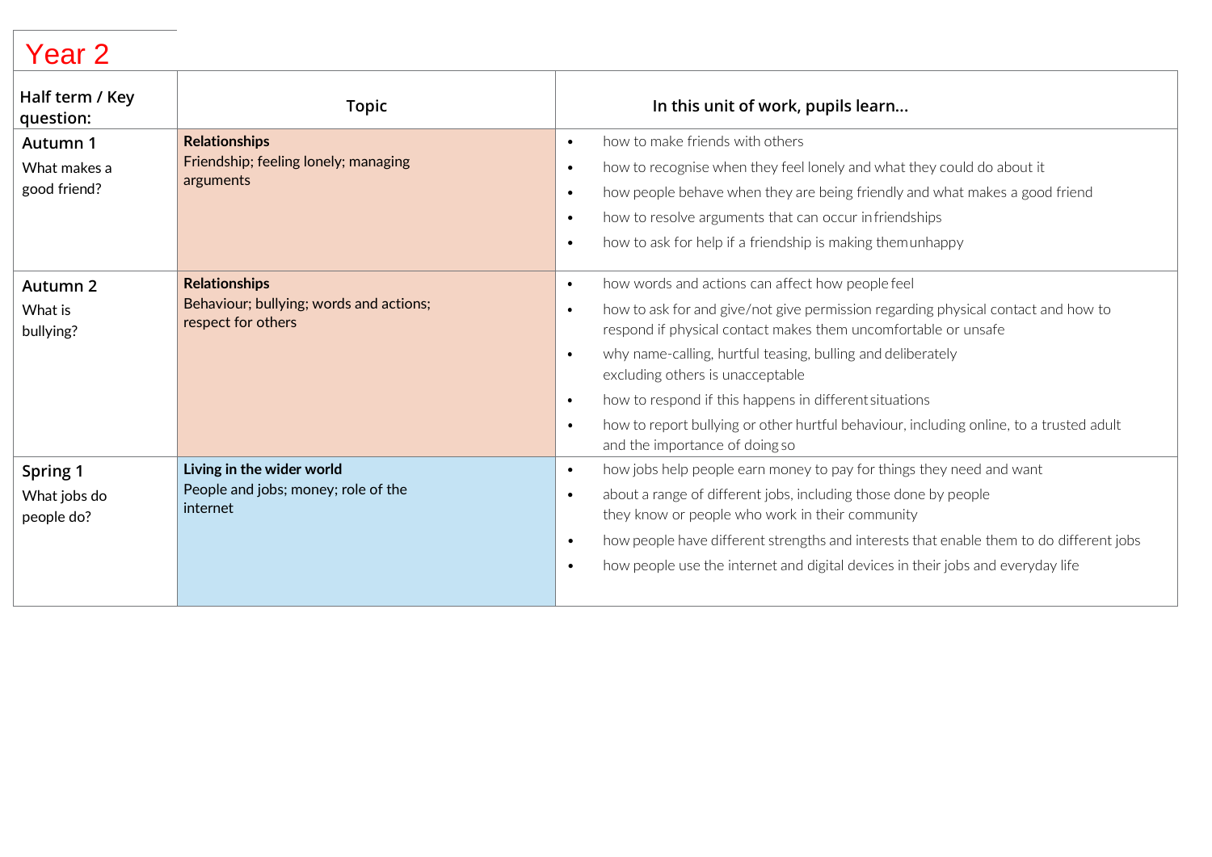# Year 2

| Half term / Key question: | Topic | In this unit of work, pupils learn… |
|---|---|---|
| **Autumn 1**<br>What makes a good friend? | **Relationships**<br>Friendship; feeling lonely; managing arguments | • how to make friends with others<br>• how to recognise when they feel lonely and what they could do about it<br>• how people behave when they are being friendly and what makes a good friend<br>• how to resolve arguments that can occur in friendships<br>• how to ask for help if a friendship is making them unhappy |
| **Autumn 2**<br>What is bullying? | **Relationships**<br>Behaviour; bullying; words and actions; respect for others | • how words and actions can affect how people feel<br>• how to ask for and give/not give permission regarding physical contact and how to respond if physical contact makes them uncomfortable or unsafe<br>• why name-calling, hurtful teasing, bulling and deliberately excluding others is unacceptable<br>• how to respond if this happens in different situations<br>• how to report bullying or other hurtful behaviour, including online, to a trusted adult and the importance of doing so |
| **Spring 1**<br>What jobs do people do? | **Living in the wider world**<br>People and jobs; money; role of the internet | • how jobs help people earn money to pay for things they need and want<br>• about a range of different jobs, including those done by people they know or people who work in their community<br>• how people have different strengths and interests that enable them to do different jobs<br>• how people use the internet and digital devices in their jobs and everyday life |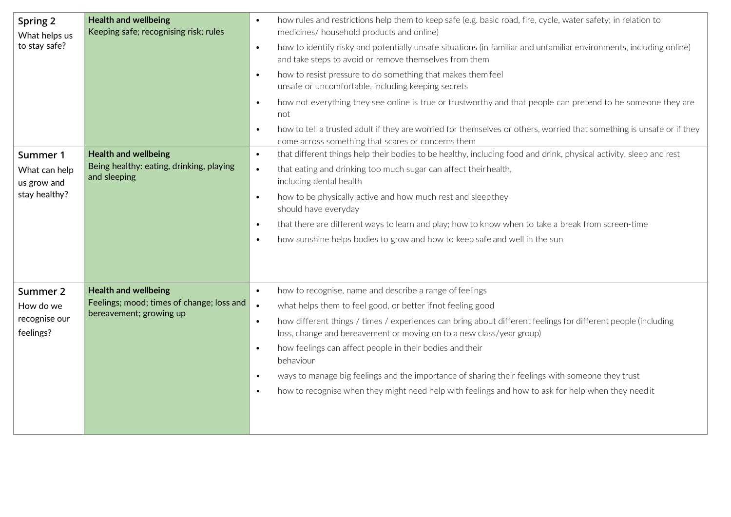| | | |
|---|---|---|
| **Spring 2**<br>What helps us to stay safe? | **Health and wellbeing**<br>Keeping safe; recognising risk; rules | • how rules and restrictions help them to keep safe (e.g. basic road, fire, cycle, water safety; in relation to medicines/ household products and online)<br>• how to identify risky and potentially unsafe situations (in familiar and unfamiliar environments, including online) and take steps to avoid or remove themselves from them<br>• how to resist pressure to do something that makes them feel unsafe or uncomfortable, including keeping secrets<br>• how not everything they see online is true or trustworthy and that people can pretend to be someone they are not<br>• how to tell a trusted adult if they are worried for themselves or others, worried that something is unsafe or if they come across something that scares or concerns them |
| **Summer 1**<br>What can help us grow and stay healthy? | **Health and wellbeing**<br>Being healthy: eating, drinking, playing and sleeping | • that different things help their bodies to be healthy, including food and drink, physical activity, sleep and rest<br>• that eating and drinking too much sugar can affect their health, including dental health<br>• how to be physically active and how much rest and sleep they should have everyday<br>• that there are different ways to learn and play; how to know when to take a break from screen-time<br>• how sunshine helps bodies to grow and how to keep safe and well in the sun |
| **Summer 2**<br>How do we recognise our feelings? | **Health and wellbeing**<br>Feelings; mood; times of change; loss and bereavement; growing up | • how to recognise, name and describe a range of feelings<br>• what helps them to feel good, or better if not feeling good<br>• how different things / times / experiences can bring about different feelings for different people (including loss, change and bereavement or moving on to a new class/year group)<br>• how feelings can affect people in their bodies and their behaviour<br>• ways to manage big feelings and the importance of sharing their feelings with someone they trust<br>• how to recognise when they might need help with feelings and how to ask for help when they need it |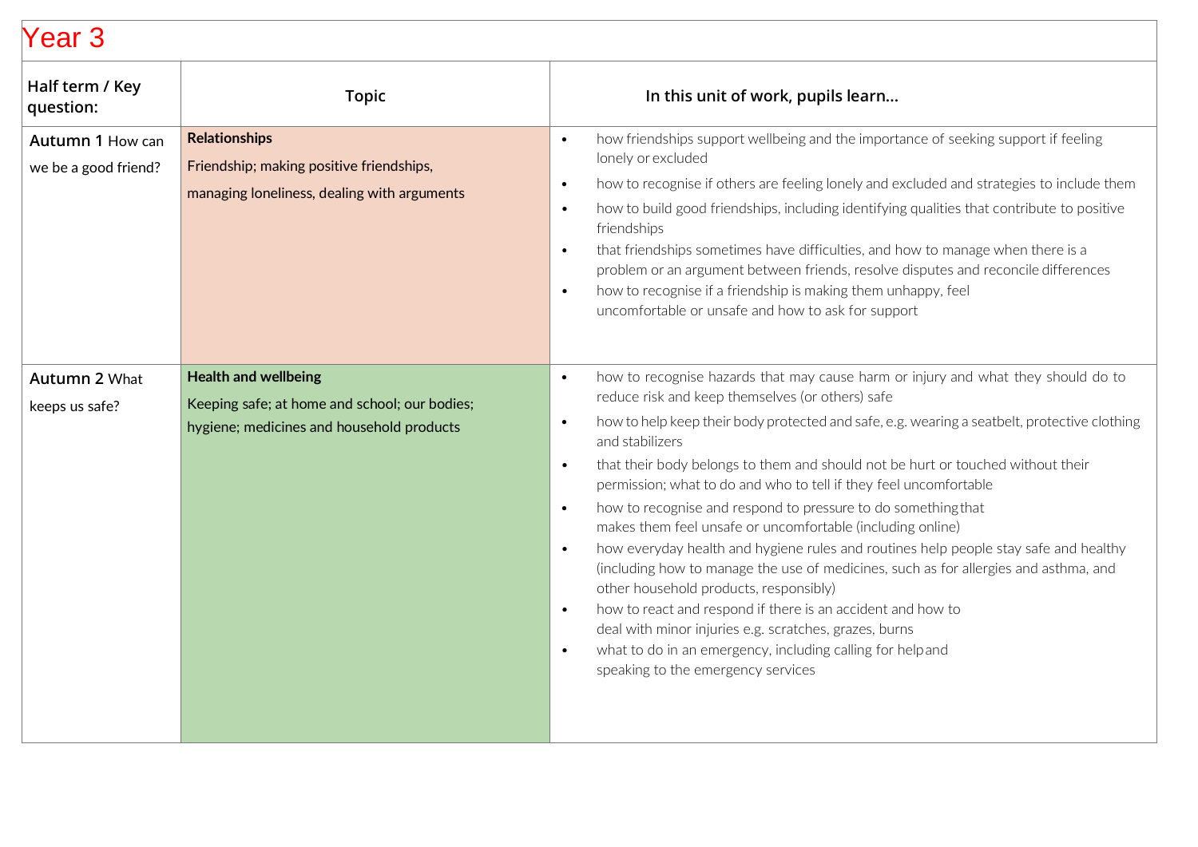# Year 3

| Half term / Key question: | Topic | In this unit of work, pupils learn... |
| --- | --- | --- |
| **Autumn 1** How can we be a good friend? | **Relationships**<br>Friendship; making positive friendships, managing loneliness, dealing with arguments | • how friendships support wellbeing and the importance of seeking support if feeling lonely or excluded<br>• how to recognise if others are feeling lonely and excluded and strategies to include them<br>• how to build good friendships, including identifying qualities that contribute to positive friendships<br>• that friendships sometimes have difficulties, and how to manage when there is a problem or an argument between friends, resolve disputes and reconcile differences<br>• how to recognise if a friendship is making them unhappy, feel uncomfortable or unsafe and how to ask for support |
| **Autumn 2** What keeps us safe? | **Health and wellbeing**<br>Keeping safe; at home and school; our bodies; hygiene; medicines and household products | • how to recognise hazards that may cause harm or injury and what they should do to reduce risk and keep themselves (or others) safe<br>• how to help keep their body protected and safe, e.g. wearing a seatbelt, protective clothing and stabilizers<br>• that their body belongs to them and should not be hurt or touched without their permission; what to do and who to tell if they feel uncomfortable<br>• how to recognise and respond to pressure to do something that makes them feel unsafe or uncomfortable (including online)<br>• how everyday health and hygiene rules and routines help people stay safe and healthy (including how to manage the use of medicines, such as for allergies and asthma, and other household products, responsibly)<br>• how to react and respond if there is an accident and how to deal with minor injuries e.g. scratches, grazes, burns<br>• what to do in an emergency, including calling for help and speaking to the emergency services |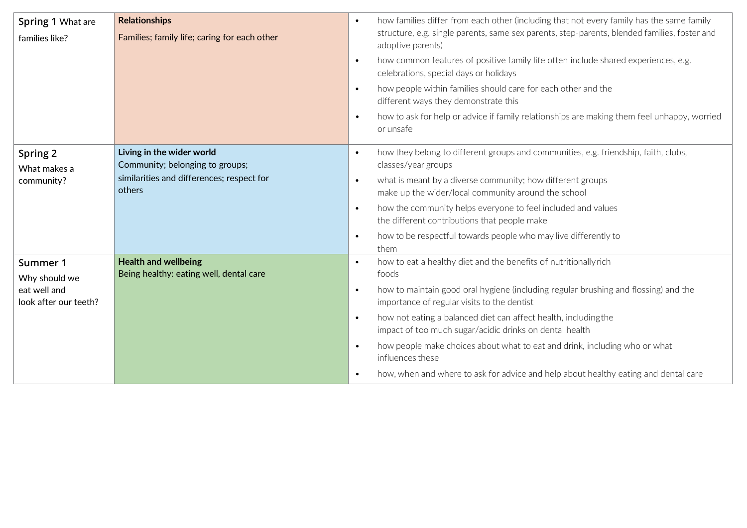| | | |
|---|---|---|
| **Spring 1** What are families like? | **Relationships**<br>Families; family life; caring for each other | • how families differ from each other (including that not every family has the same family structure, e.g. single parents, same sex parents, step-parents, blended families, foster and adoptive parents)<br>• how common features of positive family life often include shared experiences, e.g. celebrations, special days or holidays<br>• how people within families should care for each other and the different ways they demonstrate this<br>• how to ask for help or advice if family relationships are making them feel unhappy, worried or unsafe |
| **Spring 2** What makes a community? | **Living in the wider world**<br>Community; belonging to groups; similarities and differences; respect for others | • how they belong to different groups and communities, e.g. friendship, faith, clubs, classes/year groups<br>• what is meant by a diverse community; how different groups make up the wider/local community around the school<br>• how the community helps everyone to feel included and values the different contributions that people make<br>• how to be respectful towards people who may live differently to them |
| **Summer 1** Why should we eat well and look after our teeth? | **Health and wellbeing**<br>Being healthy: eating well, dental care | • how to eat a healthy diet and the benefits of nutritionally rich foods<br>• how to maintain good oral hygiene (including regular brushing and flossing) and the importance of regular visits to the dentist<br>• how not eating a balanced diet can affect health, including the impact of too much sugar/acidic drinks on dental health<br>• how people make choices about what to eat and drink, including who or what influences these<br>• how, when and where to ask for advice and help about healthy eating and dental care |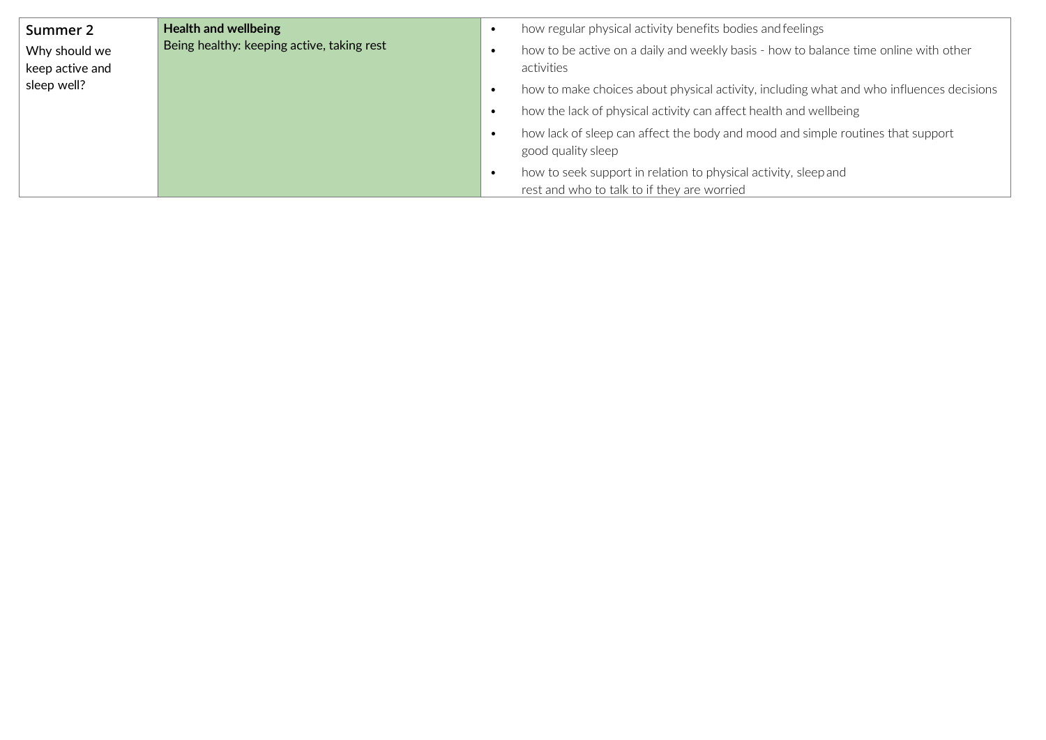| | | |
|---|---|---|
| **Summer 2**<br>Why should we keep active and sleep well? | **Health and wellbeing**<br>Being healthy: keeping active, taking rest | • how regular physical activity benefits bodies and feelings<br>• how to be active on a daily and weekly basis - how to balance time online with other activities<br>• how to make choices about physical activity, including what and who influences decisions<br>• how the lack of physical activity can affect health and wellbeing<br>• how lack of sleep can affect the body and mood and simple routines that support good quality sleep<br>• how to seek support in relation to physical activity, sleep and rest and who to talk to if they are worried |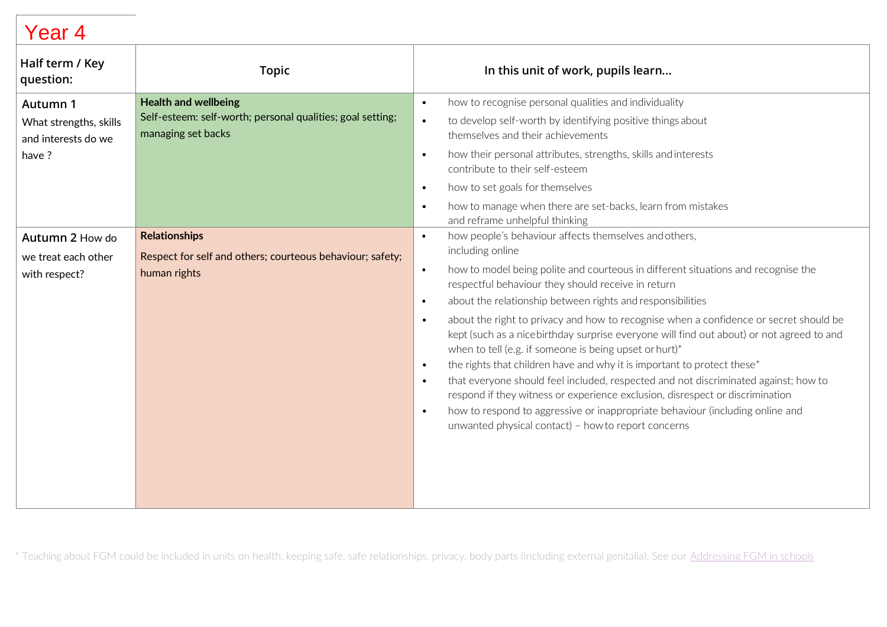# Year 4

| Half term / Key question: | Topic | In this unit of work, pupils learn... |
|---|---|---|
| **Autumn 1** What strengths, skills and interests do we have ? | **Health and wellbeing** Self-esteem: self-worth; personal qualities; goal setting; managing set backs | • how to recognise personal qualities and individuality<br>• to develop self-worth by identifying positive things about themselves and their achievements<br>• how their personal attributes, strengths, skills and interests contribute to their self-esteem<br>• how to set goals for themselves<br>• how to manage when there are set-backs, learn from mistakes and reframe unhelpful thinking |
| **Autumn 2** How do we treat each other with respect? | **Relationships** Respect for self and others; courteous behaviour; safety; human rights | • how people's behaviour affects themselves and others, including online<br>• how to model being polite and courteous in different situations and recognise the respectful behaviour they should receive in return<br>• about the relationship between rights and responsibilities<br>• about the right to privacy and how to recognise when a confidence or secret should be kept (such as a nice birthday surprise everyone will find out about) or not agreed to and when to tell (e.g. if someone is being upset or hurt)*<br>• the rights that children have and why it is important to protect these*<br>• that everyone should feel included, respected and not discriminated against; how to respond if they witness or experience exclusion, disrespect or discrimination<br>• how to respond to aggressive or inappropriate behaviour (including online and unwanted physical contact) – how to report concerns |

* Teaching about FGM could be included in units on health, keeping safe, safe relationships, privacy, body parts (including external genitalia). See our Addressing FGM in schools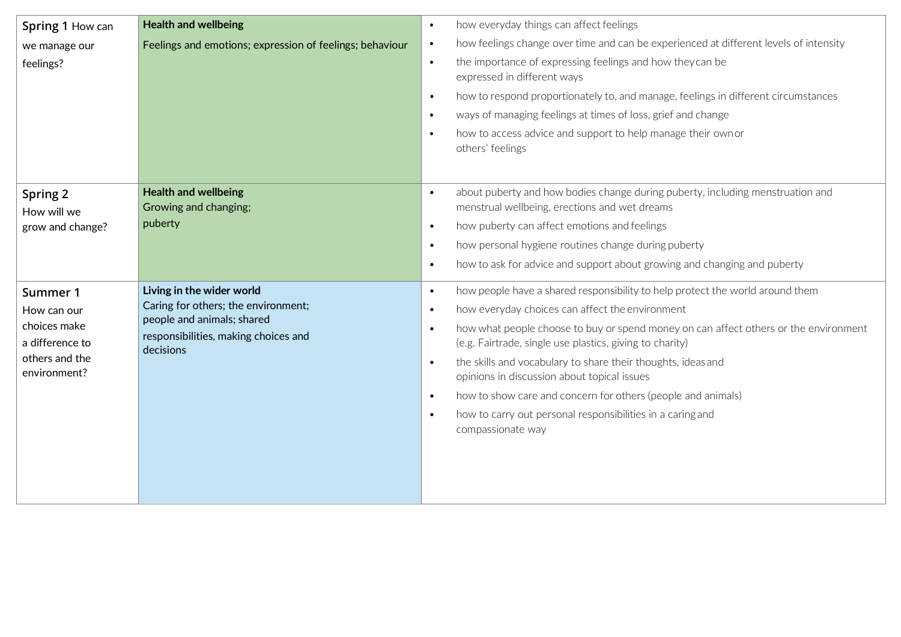| | | |
|---|---|---|
| **Spring 1** How can we manage our feelings? | **Health and wellbeing**<br>Feelings and emotions; expression of feelings; behaviour | • how everyday things can affect feelings<br>• how feelings change over time and can be experienced at different levels of intensity<br>• the importance of expressing feelings and how they can be expressed in different ways<br>• how to respond proportionately to, and manage, feelings in different circumstances<br>• ways of managing feelings at times of loss, grief and change<br>• how to access advice and support to help manage their own or others' feelings |
| **Spring 2** How will we grow and change? | **Health and wellbeing**<br>Growing and changing; puberty | • about puberty and how bodies change during puberty, including menstruation and menstrual wellbeing, erections and wet dreams<br>• how puberty can affect emotions and feelings<br>• how personal hygiene routines change during puberty<br>• how to ask for advice and support about growing and changing and puberty |
| **Summer 1** How can our choices make a difference to others and the environment? | **Living in the wider world**<br>Caring for others; the environment; people and animals; shared responsibilities, making choices and decisions | • how people have a shared responsibility to help protect the world around them<br>• how everyday choices can affect the environment<br>• how what people choose to buy or spend money on can affect others or the environment (e.g. Fairtrade, single use plastics, giving to charity)<br>• the skills and vocabulary to share their thoughts, ideas and opinions in discussion about topical issues<br>• how to show care and concern for others (people and animals)<br>• how to carry out personal responsibilities in a caring and compassionate way |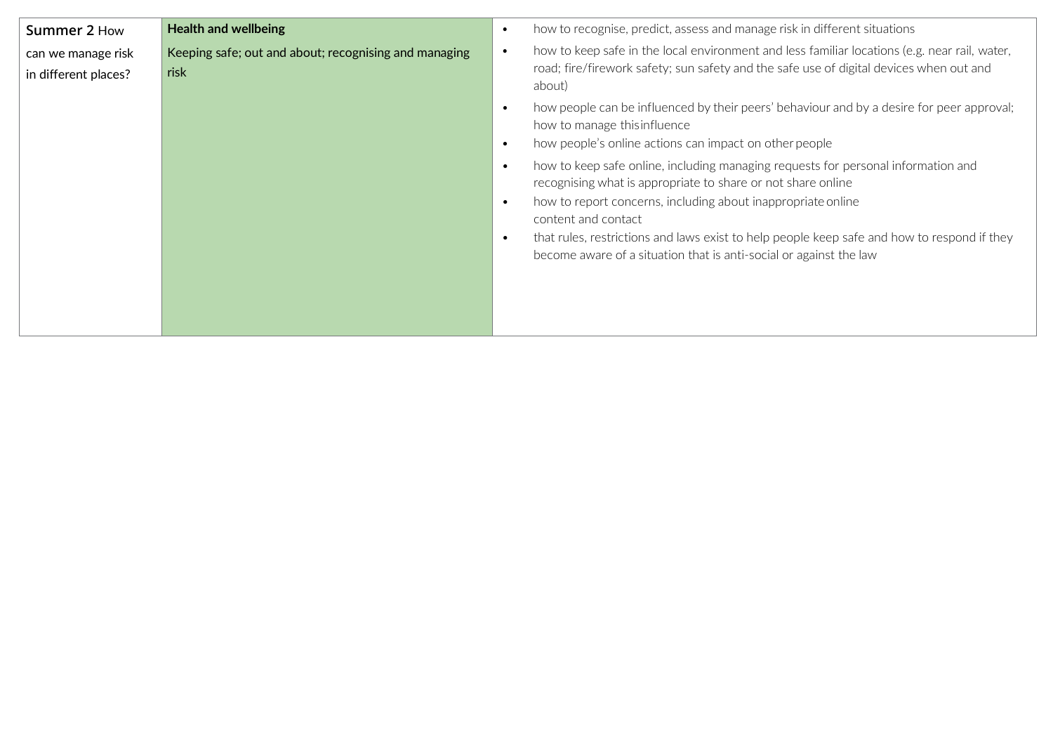| **Summer 2** How can we manage risk in different places? | **Health and wellbeing**<br><br>Keeping safe; out and about; recognising and managing risk | • how to recognise, predict, assess and manage risk in different situations<br>• how to keep safe in the local environment and less familiar locations (e.g. near rail, water, road; fire/firework safety; sun safety and the safe use of digital devices when out and about)<br>• how people can be influenced by their peers' behaviour and by a desire for peer approval; how to manage this influence<br>• how people's online actions can impact on other people<br>• how to keep safe online, including managing requests for personal information and recognising what is appropriate to share or not share online<br>• how to report concerns, including about inappropriate online content and contact<br>• that rules, restrictions and laws exist to help people keep safe and how to respond if they become aware of a situation that is anti-social or against the law |
|---|---|---|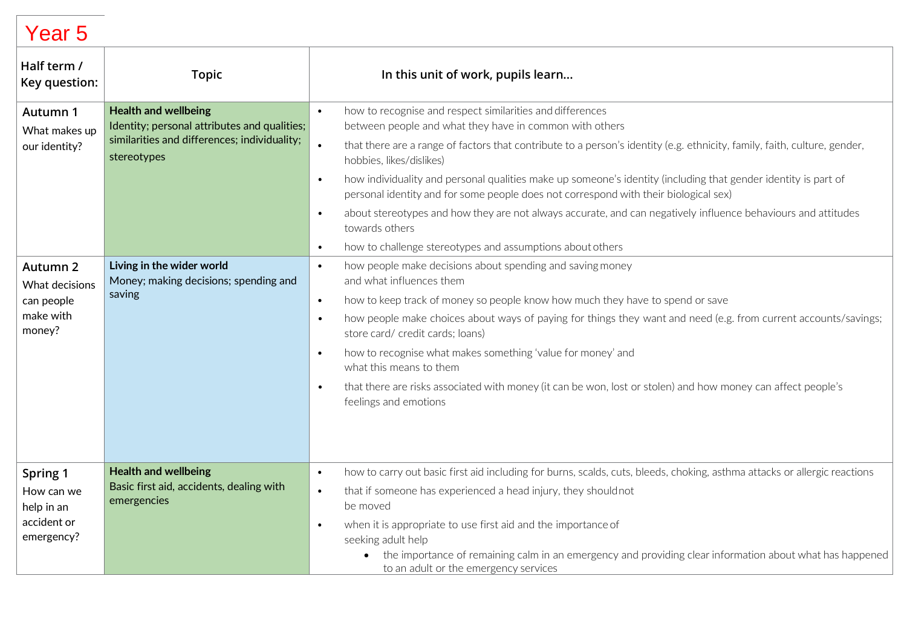# Year 5

| Half term / Key question: | Topic | In this unit of work, pupils learn... |
|---|---|---|
| **Autumn 1** What makes up our identity? | **Health and wellbeing** Identity; personal attributes and qualities; similarities and differences; individuality; stereotypes | • how to recognise and respect similarities and differences between people and what they have in common with others<br>• that there are a range of factors that contribute to a person's identity (e.g. ethnicity, family, faith, culture, gender, hobbies, likes/dislikes)<br>• how individuality and personal qualities make up someone's identity (including that gender identity is part of personal identity and for some people does not correspond with their biological sex)<br>• about stereotypes and how they are not always accurate, and can negatively influence behaviours and attitudes towards others<br>• how to challenge stereotypes and assumptions about others |
| **Autumn 2** What decisions can people make with money? | **Living in the wider world** Money; making decisions; spending and saving | • how people make decisions about spending and saving money and what influences them<br>• how to keep track of money so people know how much they have to spend or save<br>• how people make choices about ways of paying for things they want and need (e.g. from current accounts/savings; store card/ credit cards; loans)<br>• how to recognise what makes something 'value for money' and what this means to them<br>• that there are risks associated with money (it can be won, lost or stolen) and how money can affect people's feelings and emotions |
| **Spring 1** How can we help in an accident or emergency? | **Health and wellbeing** Basic first aid, accidents, dealing with emergencies | • how to carry out basic first aid including for burns, scalds, cuts, bleeds, choking, asthma attacks or allergic reactions<br>• that if someone has experienced a head injury, they should not be moved<br>• when it is appropriate to use first aid and the importance of seeking adult help<br>&nbsp;&nbsp;&nbsp;&nbsp;• the importance of remaining calm in an emergency and providing clear information about what has happened to an adult or the emergency services |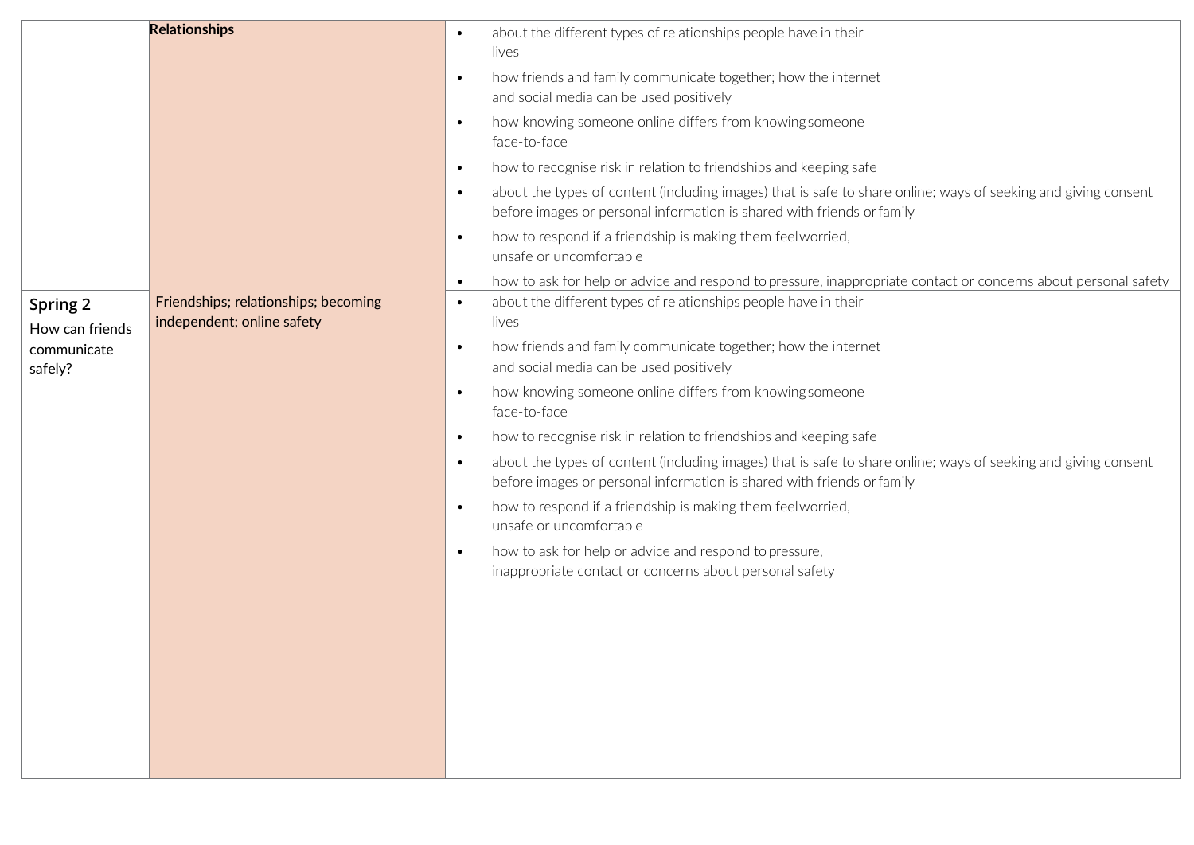| | | |
|---|---|---|
| | **Relationships** | • about the different types of relationships people have in their lives<br>• how friends and family communicate together; how the internet and social media can be used positively<br>• how knowing someone online differs from knowing someone face-to-face<br>• how to recognise risk in relation to friendships and keeping safe<br>• about the types of content (including images) that is safe to share online; ways of seeking and giving consent before images or personal information is shared with friends or family<br>• how to respond if a friendship is making them feel worried, unsafe or uncomfortable<br>• how to ask for help or advice and respond to pressure, inappropriate contact or concerns about personal safety |
| **Spring 2**<br>How can friends communicate safely? | Friendships; relationships; becoming independent; online safety | • about the different types of relationships people have in their lives<br>• how friends and family communicate together; how the internet and social media can be used positively<br>• how knowing someone online differs from knowing someone face-to-face<br>• how to recognise risk in relation to friendships and keeping safe<br>• about the types of content (including images) that is safe to share online; ways of seeking and giving consent before images or personal information is shared with friends or family<br>• how to respond if a friendship is making them feel worried, unsafe or uncomfortable<br>• how to ask for help or advice and respond to pressure, inappropriate contact or concerns about personal safety |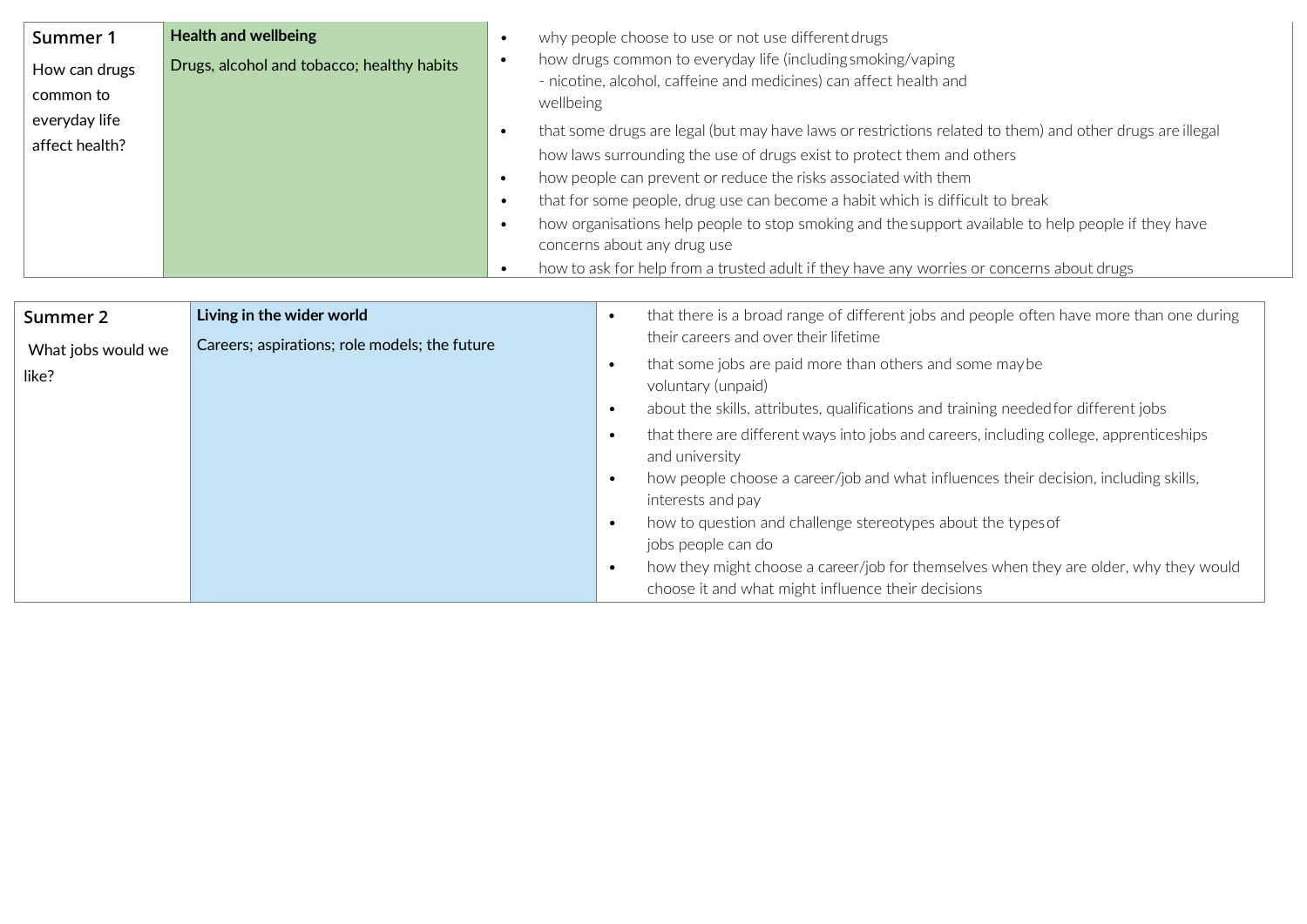| Summer 1<br>How can drugs common to everyday life affect health? | **Health and wellbeing**<br>Drugs, alcohol and tobacco; healthy habits | • why people choose to use or not use different drugs<br>• how drugs common to everyday life (including smoking/vaping - nicotine, alcohol, caffeine and medicines) can affect health and wellbeing<br>• that some drugs are legal (but may have laws or restrictions related to them) and other drugs are illegal how laws surrounding the use of drugs exist to protect them and others<br>• how people can prevent or reduce the risks associated with them<br>• that for some people, drug use can become a habit which is difficult to break<br>• how organisations help people to stop smoking and the support available to help people if they have concerns about any drug use<br>• how to ask for help from a trusted adult if they have any worries or concerns about drugs |
|---|---|---|

| Summer 2<br>What jobs would we like? | **Living in the wider world**<br>Careers; aspirations; role models; the future | • that there is a broad range of different jobs and people often have more than one during their careers and over their lifetime<br>• that some jobs are paid more than others and some may be voluntary (unpaid)<br>• about the skills, attributes, qualifications and training needed for different jobs<br>• that there are different ways into jobs and careers, including college, apprenticeships and university<br>• how people choose a career/job and what influences their decision, including skills, interests and pay<br>• how to question and challenge stereotypes about the types of jobs people can do<br>• how they might choose a career/job for themselves when they are older, why they would choose it and what might influence their decisions |
|---|---|---|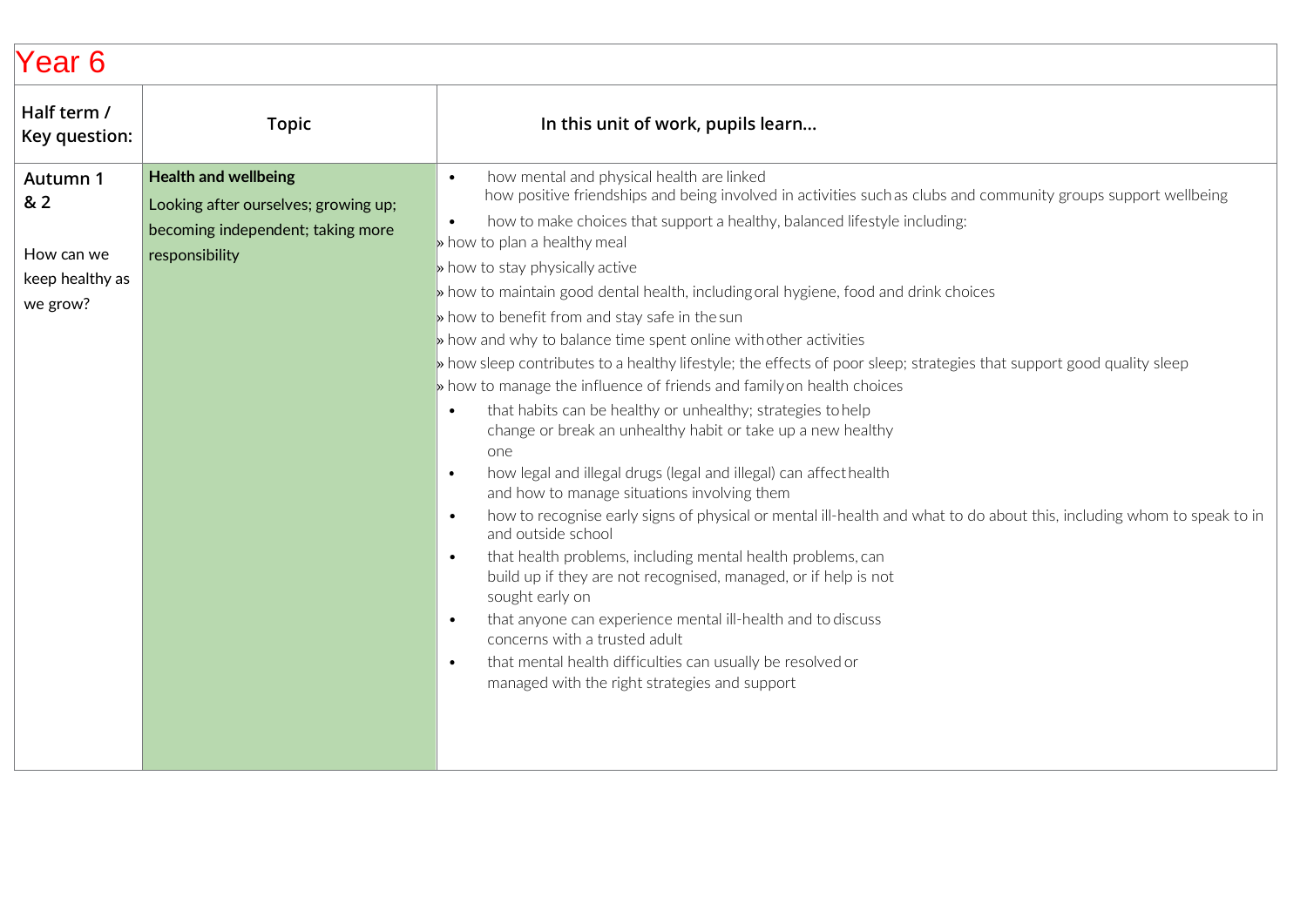# Year 6

| Half term / Key question: | Topic | In this unit of work, pupils learn… |
|---|---|---|
| **Autumn 1 & 2**<br><br>How can we keep healthy as we grow? | **Health and wellbeing**<br>Looking after ourselves; growing up; becoming independent; taking more responsibility | • how mental and physical health are linked<br>how positive friendships and being involved in activities such as clubs and community groups support wellbeing<br>• how to make choices that support a healthy, balanced lifestyle including:<br>» how to plan a healthy meal<br>» how to stay physically active<br>» how to maintain good dental health, including oral hygiene, food and drink choices<br>» how to benefit from and stay safe in the sun<br>» how and why to balance time spent online with other activities<br>» how sleep contributes to a healthy lifestyle; the effects of poor sleep; strategies that support good quality sleep<br>» how to manage the influence of friends and family on health choices<br>• that habits can be healthy or unhealthy; strategies to help change or break an unhealthy habit or take up a new healthy one<br>• how legal and illegal drugs (legal and illegal) can affect health and how to manage situations involving them<br>• how to recognise early signs of physical or mental ill-health and what to do about this, including whom to speak to in and outside school<br>• that health problems, including mental health problems, can build up if they are not recognised, managed, or if help is not sought early on<br>• that anyone can experience mental ill-health and to discuss concerns with a trusted adult<br>• that mental health difficulties can usually be resolved or managed with the right strategies and support |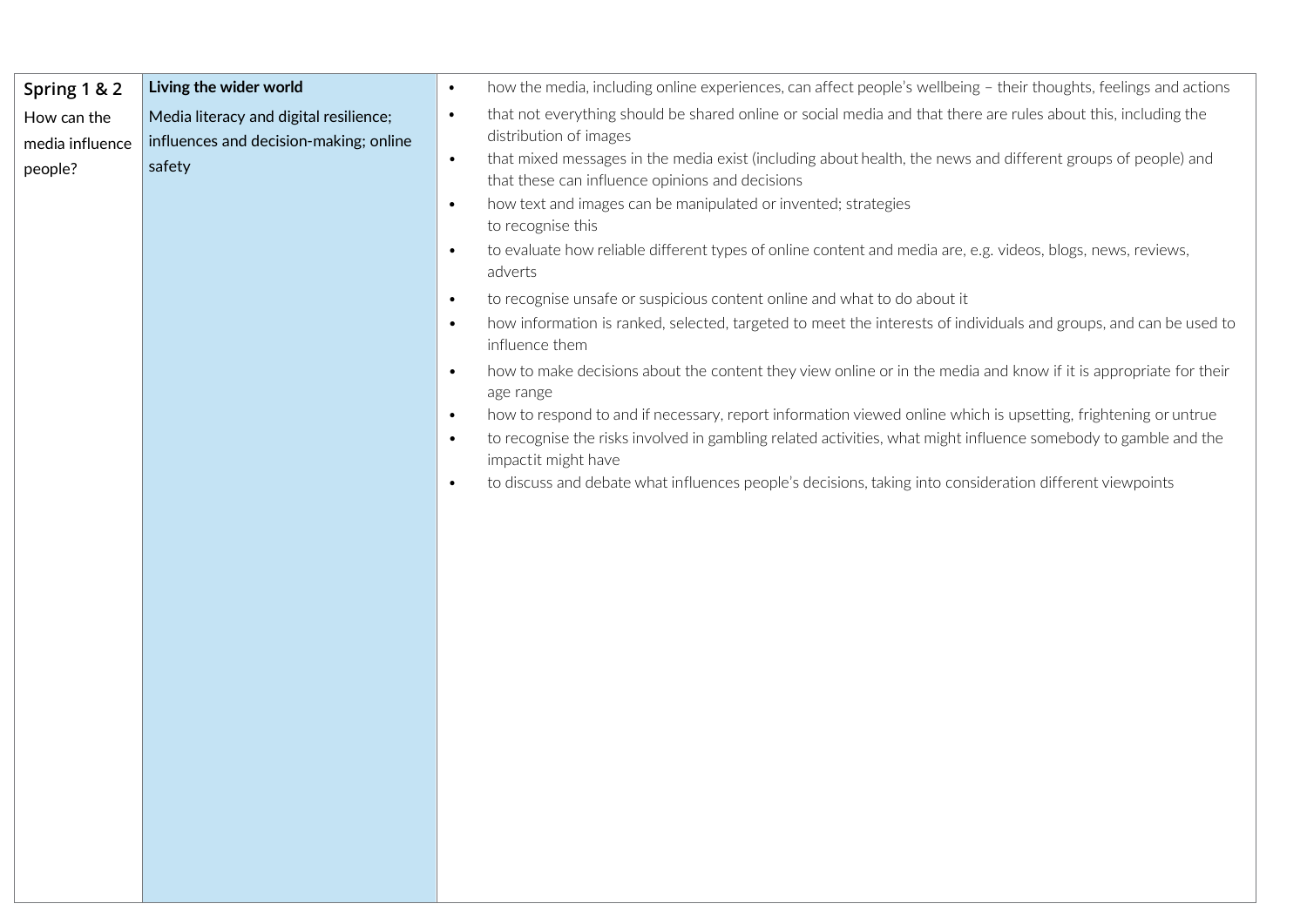| | | |
|---|---|---|
| **Spring 1 & 2**<br>How can the media influence people? | **Living the wider world**<br>Media literacy and digital resilience; influences and decision-making; online safety | • how the media, including online experiences, can affect people's wellbeing – their thoughts, feelings and actions<br>• that not everything should be shared online or social media and that there are rules about this, including the distribution of images<br>• that mixed messages in the media exist (including about health, the news and different groups of people) and that these can influence opinions and decisions<br>• how text and images can be manipulated or invented; strategies to recognise this<br>• to evaluate how reliable different types of online content and media are, e.g. videos, blogs, news, reviews, adverts<br>• to recognise unsafe or suspicious content online and what to do about it<br>• how information is ranked, selected, targeted to meet the interests of individuals and groups, and can be used to influence them<br>• how to make decisions about the content they view online or in the media and know if it is appropriate for their age range<br>• how to respond to and if necessary, report information viewed online which is upsetting, frightening or untrue<br>• to recognise the risks involved in gambling related activities, what might influence somebody to gamble and the impact it might have<br>• to discuss and debate what influences people's decisions, taking into consideration different viewpoints |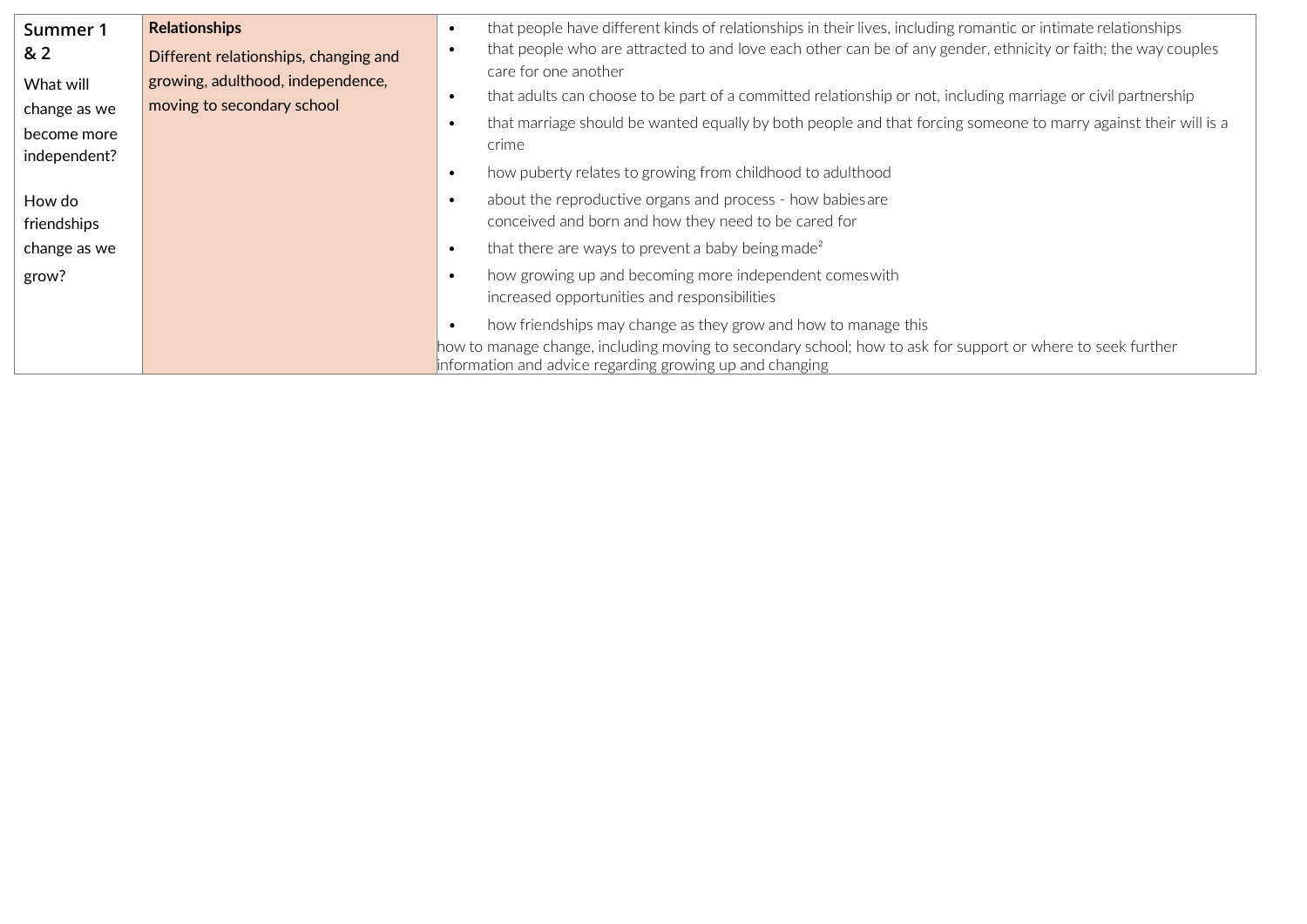| Summer 1 & 2<br><br>What will change as we become more independent?<br><br>How do friendships change as we grow? | **Relationships**<br><br>Different relationships, changing and growing, adulthood, independence, moving to secondary school | • that people have different kinds of relationships in their lives, including romantic or intimate relationships<br>• that people who are attracted to and love each other can be of any gender, ethnicity or faith; the way couples care for one another<br>• that adults can choose to be part of a committed relationship or not, including marriage or civil partnership<br>• that marriage should be wanted equally by both people and that forcing someone to marry against their will is a crime<br>• how puberty relates to growing from childhood to adulthood<br>• about the reproductive organs and process - how babies are conceived and born and how they need to be cared for<br>• that there are ways to prevent a baby being made[2]<br>• how growing up and becoming more independent comes with increased opportunities and responsibilities<br>• how friendships may change as they grow and how to manage this<br>how to manage change, including moving to secondary school; how to ask for support or where to seek further information and advice regarding growing up and changing |
|---|---|---|